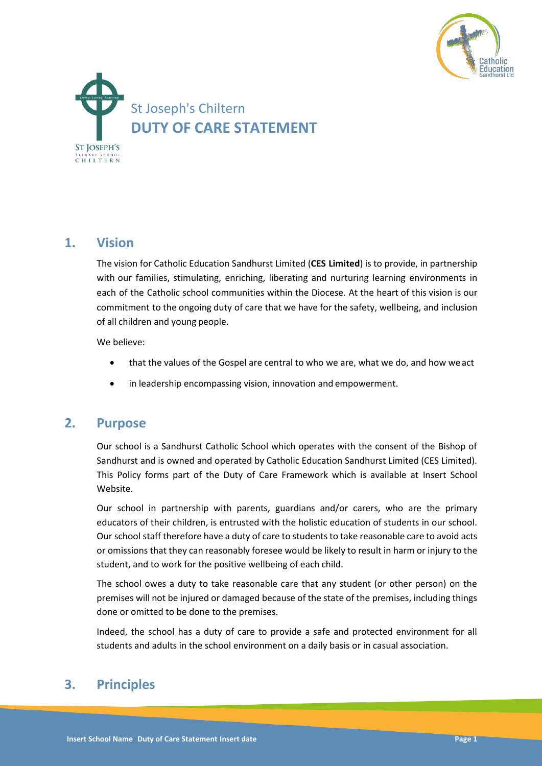# St Joseph's Chiltern
# DUTY OF CARE STATEMENT

## 1. Vision

The vision for Catholic Education Sandhurst Limited (**CES Limited**) is to provide, in partnership with our families, stimulating, enriching, liberating and nurturing learning environments in each of the Catholic school communities within the Diocese. At the heart of this vision is our commitment to the ongoing duty of care that we have for the safety, wellbeing, and inclusion of all children and young people.

We believe:

- that the values of the Gospel are central to who we are, what we do, and how we act
- in leadership encompassing vision, innovation and empowerment.

## 2. Purpose

Our school is a Sandhurst Catholic School which operates with the consent of the Bishop of Sandhurst and is owned and operated by Catholic Education Sandhurst Limited (CES Limited). This Policy forms part of the Duty of Care Framework which is available at Insert School Website.

Our school in partnership with parents, guardians and/or carers, who are the primary educators of their children, is entrusted with the holistic education of students in our school. Our school staff therefore have a duty of care to students to take reasonable care to avoid acts or omissions that they can reasonably foresee would be likely to result in harm or injury to the student, and to work for the positive wellbeing of each child.

The school owes a duty to take reasonable care that any student (or other person) on the premises will not be injured or damaged because of the state of the premises, including things done or omitted to be done to the premises.

Indeed, the school has a duty of care to provide a safe and protected environment for all students and adults in the school environment on a daily basis or in casual association.

## 3. Principles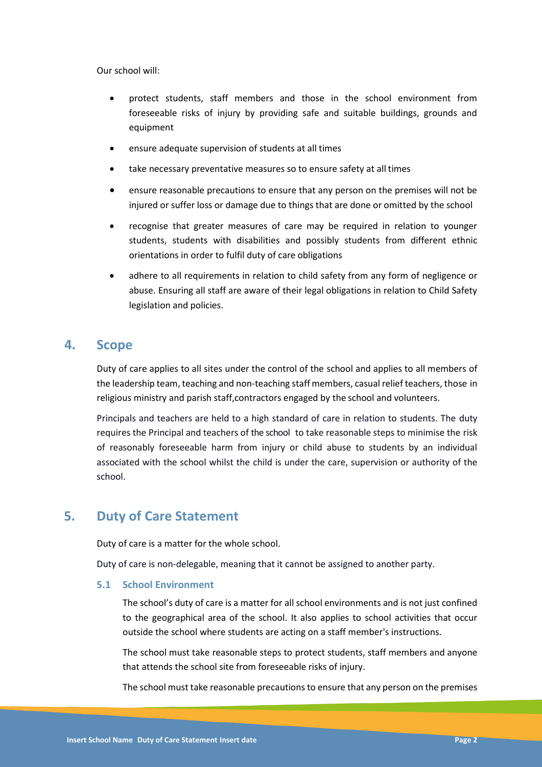Our school will:

- protect students, staff members and those in the school environment from foreseeable risks of injury by providing safe and suitable buildings, grounds and equipment
- ensure adequate supervision of students at all times
- take necessary preventative measures so to ensure safety at all times
- ensure reasonable precautions to ensure that any person on the premises will not be injured or suffer loss or damage due to things that are done or omitted by the school
- recognise that greater measures of care may be required in relation to younger students, students with disabilities and possibly students from different ethnic orientations in order to fulfil duty of care obligations
- adhere to all requirements in relation to child safety from any form of negligence or abuse. Ensuring all staff are aware of their legal obligations in relation to Child Safety legislation and policies.

## 4. Scope

Duty of care applies to all sites under the control of the school and applies to all members of the leadership team, teaching and non-teaching staff members, casual relief teachers, those in religious ministry and parish staff,contractors engaged by the school and volunteers.

Principals and teachers are held to a high standard of care in relation to students. The duty requires the Principal and teachers of the school to take reasonable steps to minimise the risk of reasonably foreseeable harm from injury or child abuse to students by an individual associated with the school whilst the child is under the care, supervision or authority of the school.

## 5. Duty of Care Statement

Duty of care is a matter for the whole school.

Duty of care is non-delegable, meaning that it cannot be assigned to another party.

### 5.1 School Environment

The school's duty of care is a matter for all school environments and is not just confined to the geographical area of the school. It also applies to school activities that occur outside the school where students are acting on a staff member's instructions.

The school must take reasonable steps to protect students, staff members and anyone that attends the school site from foreseeable risks of injury.

The school must take reasonable precautions to ensure that any person on the premises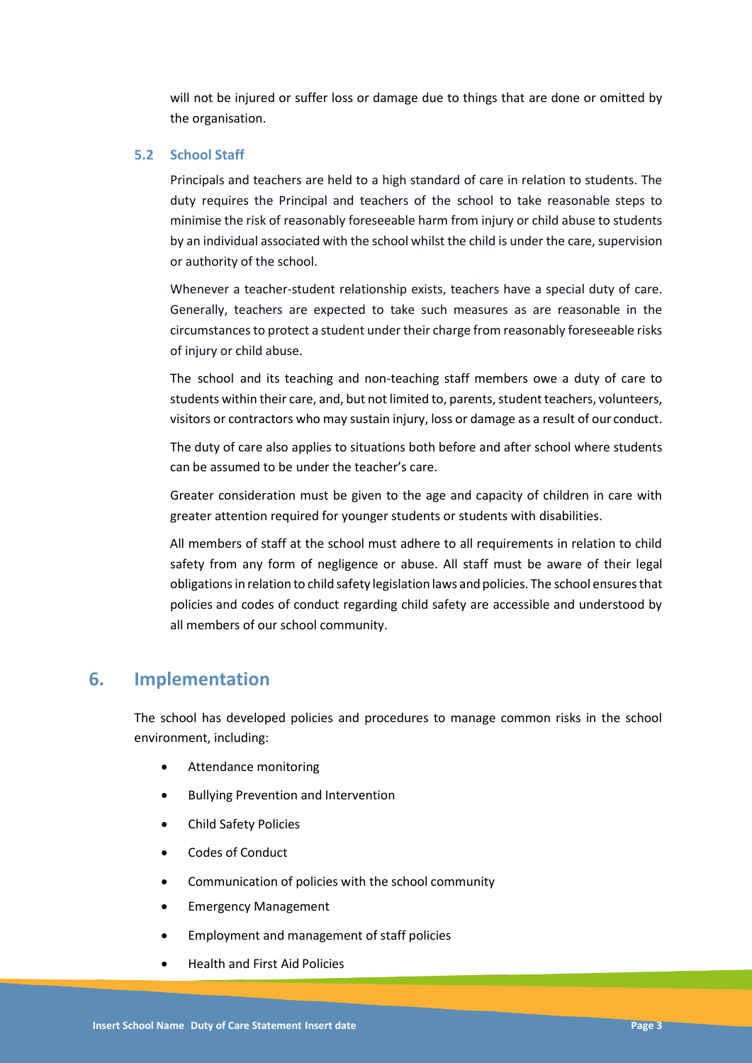will not be injured or suffer loss or damage due to things that are done or omitted by the organisation.

### 5.2 School Staff

Principals and teachers are held to a high standard of care in relation to students. The duty requires the Principal and teachers of the school to take reasonable steps to minimise the risk of reasonably foreseeable harm from injury or child abuse to students by an individual associated with the school whilst the child is under the care, supervision or authority of the school.

Whenever a teacher-student relationship exists, teachers have a special duty of care. Generally, teachers are expected to take such measures as are reasonable in the circumstances to protect a student under their charge from reasonably foreseeable risks of injury or child abuse.

The school and its teaching and non-teaching staff members owe a duty of care to students within their care, and, but not limited to, parents, student teachers, volunteers, visitors or contractors who may sustain injury, loss or damage as a result of our conduct.

The duty of care also applies to situations both before and after school where students can be assumed to be under the teacher's care.

Greater consideration must be given to the age and capacity of children in care with greater attention required for younger students or students with disabilities.

All members of staff at the school must adhere to all requirements in relation to child safety from any form of negligence or abuse. All staff must be aware of their legal obligations in relation to child safety legislation laws and policies. The school ensures that policies and codes of conduct regarding child safety are accessible and understood by all members of our school community.

## 6. Implementation

The school has developed policies and procedures to manage common risks in the school environment, including:

- Attendance monitoring
- Bullying Prevention and Intervention
- Child Safety Policies
- Codes of Conduct
- Communication of policies with the school community
- Emergency Management
- Employment and management of staff policies
- Health and First Aid Policies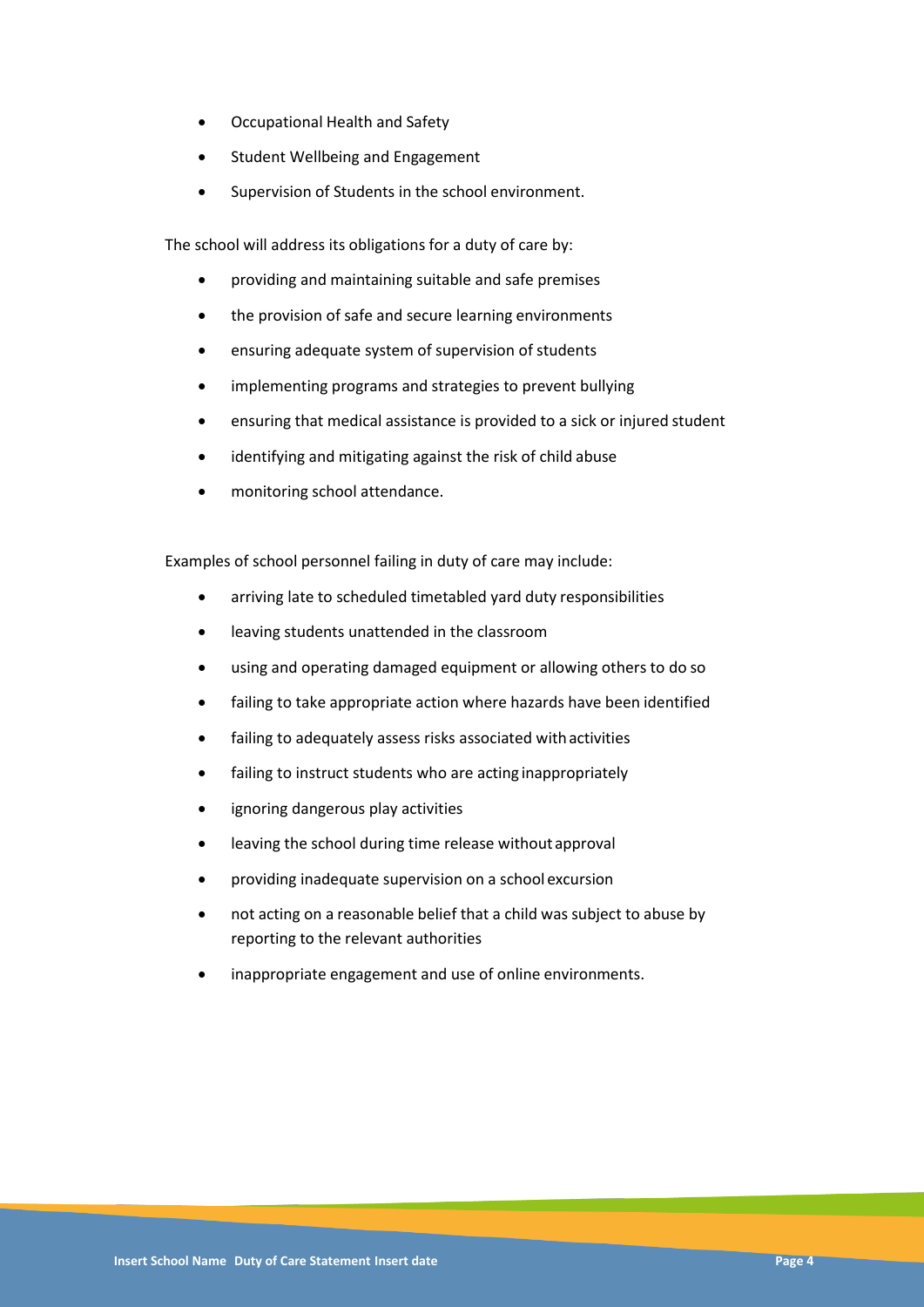- Occupational Health and Safety
- Student Wellbeing and Engagement
- Supervision of Students in the school environment.

The school will address its obligations for a duty of care by:

- providing and maintaining suitable and safe premises
- the provision of safe and secure learning environments
- ensuring adequate system of supervision of students
- implementing programs and strategies to prevent bullying
- ensuring that medical assistance is provided to a sick or injured student
- identifying and mitigating against the risk of child abuse
- monitoring school attendance.

Examples of school personnel failing in duty of care may include:

- arriving late to scheduled timetabled yard duty responsibilities
- leaving students unattended in the classroom
- using and operating damaged equipment or allowing others to do so
- failing to take appropriate action where hazards have been identified
- failing to adequately assess risks associated with activities
- failing to instruct students who are acting inappropriately
- ignoring dangerous play activities
- leaving the school during time release without approval
- providing inadequate supervision on a school excursion
- not acting on a reasonable belief that a child was subject to abuse by reporting to the relevant authorities
- inappropriate engagement and use of online environments.